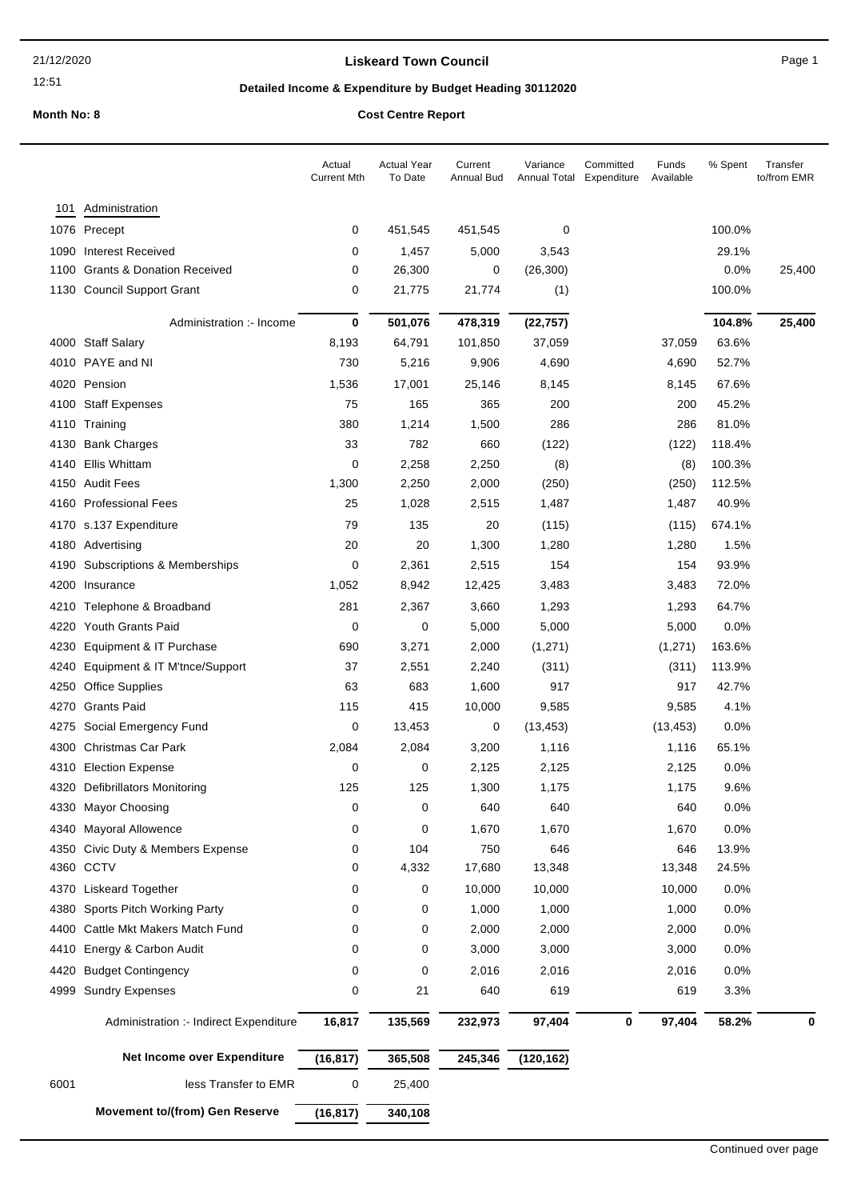21/12/2020
12:51

# Liskeard Town Council

## Detailed Income & Expenditure by Budget Heading 30112020

**Month No: 8** **Cost Centre Report**

| | | Actual Current Mth | Actual Year To Date | Current Annual Bud | Variance Annual Total | Committed Expenditure | Funds Available | % Spent | Transfer to/from EMR |
|---|---|---|---|---|---|---|---|---|---|
| 101 | Administration | | | | | | | | |
| 1076 | Precept | 0 | 451,545 | 451,545 | 0 | | | 100.0% | |
| 1090 | Interest Received | 0 | 1,457 | 5,000 | 3,543 | | | 29.1% | |
| 1100 | Grants & Donation Received | 0 | 26,300 | 0 | (26,300) | | | 0.0% | 25,400 |
| 1130 | Council Support Grant | 0 | 21,775 | 21,774 | (1) | | | 100.0% | |
| | **Administration :- Income** | **0** | **501,076** | **478,319** | **(22,757)** | | | **104.8%** | **25,400** |
| 4000 | Staff Salary | 8,193 | 64,791 | 101,850 | 37,059 | | 37,059 | 63.6% | |
| 4010 | PAYE and NI | 730 | 5,216 | 9,906 | 4,690 | | 4,690 | 52.7% | |
| 4020 | Pension | 1,536 | 17,001 | 25,146 | 8,145 | | 8,145 | 67.6% | |
| 4100 | Staff Expenses | 75 | 165 | 365 | 200 | | 200 | 45.2% | |
| 4110 | Training | 380 | 1,214 | 1,500 | 286 | | 286 | 81.0% | |
| 4130 | Bank Charges | 33 | 782 | 660 | (122) | | (122) | 118.4% | |
| 4140 | Ellis Whittam | 0 | 2,258 | 2,250 | (8) | | (8) | 100.3% | |
| 4150 | Audit Fees | 1,300 | 2,250 | 2,000 | (250) | | (250) | 112.5% | |
| 4160 | Professional Fees | 25 | 1,028 | 2,515 | 1,487 | | 1,487 | 40.9% | |
| 4170 | s.137 Expenditure | 79 | 135 | 20 | (115) | | (115) | 674.1% | |
| 4180 | Advertising | 20 | 20 | 1,300 | 1,280 | | 1,280 | 1.5% | |
| 4190 | Subscriptions & Memberships | 0 | 2,361 | 2,515 | 154 | | 154 | 93.9% | |
| 4200 | Insurance | 1,052 | 8,942 | 12,425 | 3,483 | | 3,483 | 72.0% | |
| 4210 | Telephone & Broadband | 281 | 2,367 | 3,660 | 1,293 | | 1,293 | 64.7% | |
| 4220 | Youth Grants Paid | 0 | 0 | 5,000 | 5,000 | | 5,000 | 0.0% | |
| 4230 | Equipment & IT Purchase | 690 | 3,271 | 2,000 | (1,271) | | (1,271) | 163.6% | |
| 4240 | Equipment & IT M'tnce/Support | 37 | 2,551 | 2,240 | (311) | | (311) | 113.9% | |
| 4250 | Office Supplies | 63 | 683 | 1,600 | 917 | | 917 | 42.7% | |
| 4270 | Grants Paid | 115 | 415 | 10,000 | 9,585 | | 9,585 | 4.1% | |
| 4275 | Social Emergency Fund | 0 | 13,453 | 0 | (13,453) | | (13,453) | 0.0% | |
| 4300 | Christmas Car Park | 2,084 | 2,084 | 3,200 | 1,116 | | 1,116 | 65.1% | |
| 4310 | Election Expense | 0 | 0 | 2,125 | 2,125 | | 2,125 | 0.0% | |
| 4320 | Defibrillators Monitoring | 125 | 125 | 1,300 | 1,175 | | 1,175 | 9.6% | |
| 4330 | Mayor Choosing | 0 | 0 | 640 | 640 | | 640 | 0.0% | |
| 4340 | Mayoral Allowence | 0 | 0 | 1,670 | 1,670 | | 1,670 | 0.0% | |
| 4350 | Civic Duty & Members Expense | 0 | 104 | 750 | 646 | | 646 | 13.9% | |
| 4360 | CCTV | 0 | 4,332 | 17,680 | 13,348 | | 13,348 | 24.5% | |
| 4370 | Liskeard Together | 0 | 0 | 10,000 | 10,000 | | 10,000 | 0.0% | |
| 4380 | Sports Pitch Working Party | 0 | 0 | 1,000 | 1,000 | | 1,000 | 0.0% | |
| 4400 | Cattle Mkt Makers Match Fund | 0 | 0 | 2,000 | 2,000 | | 2,000 | 0.0% | |
| 4410 | Energy & Carbon Audit | 0 | 0 | 3,000 | 3,000 | | 3,000 | 0.0% | |
| 4420 | Budget Contingency | 0 | 0 | 2,016 | 2,016 | | 2,016 | 0.0% | |
| 4999 | Sundry Expenses | 0 | 21 | 640 | 619 | | 619 | 3.3% | |
| | **Administration :- Indirect Expenditure** | **16,817** | **135,569** | **232,973** | **97,404** | **0** | **97,404** | **58.2%** | **0** |
| | **Net Income over Expenditure** | **(16,817)** | **365,508** | **245,346** | **(120,162)** | | | | |
| 6001 | less Transfer to EMR | 0 | 25,400 | | | | | | |
| | **Movement to/(from) Gen Reserve** | **(16,817)** | **340,108** | | | | | | |

Continued over page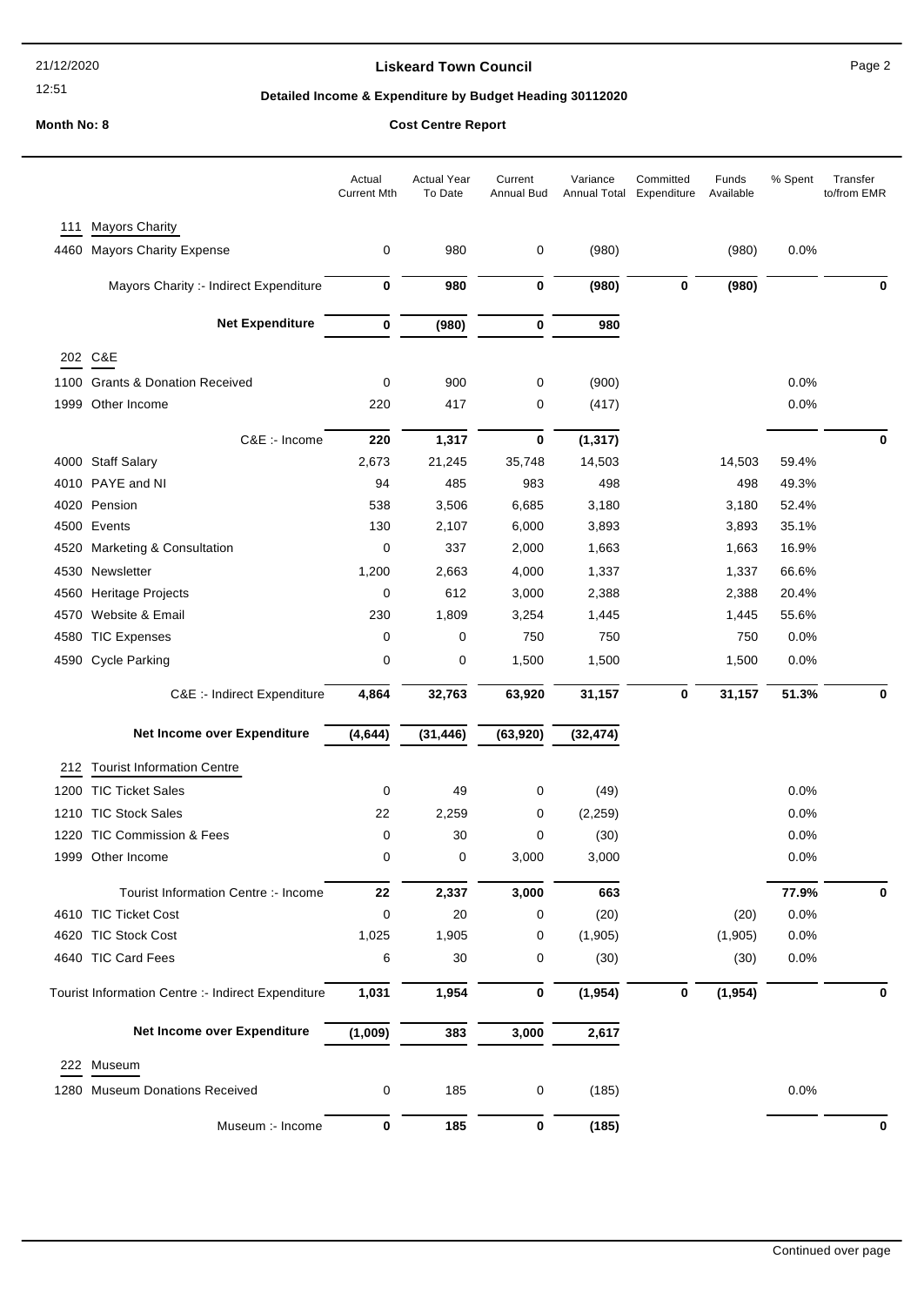**Liskeard Town Council**

**Detailed Income & Expenditure by Budget Heading 30112020**

**Month No: 8** **Cost Centre Report**

| | | Actual Current Mth | Actual Year To Date | Current Annual Bud | Variance Annual Total | Committed Expenditure | Funds Available | % Spent | Transfer to/from EMR |
|---|---|---|---|---|---|---|---|---|---|
| **111** | **Mayors Charity** | | | | | | | | |
| 4460 | Mayors Charity Expense | 0 | 980 | 0 | (980) | | (980) | 0.0% | |
| | Mayors Charity :- Indirect Expenditure | **0** | **980** | **0** | **(980)** | **0** | **(980)** | | **0** |
| | **Net Expenditure** | **0** | **(980)** | **0** | **980** | | | | |
| **202** | **C&E** | | | | | | | | |
| 1100 | Grants & Donation Received | 0 | 900 | 0 | (900) | | | 0.0% | |
| 1999 | Other Income | 220 | 417 | 0 | (417) | | | 0.0% | |
| | C&E :- Income | **220** | **1,317** | **0** | **(1,317)** | | | | **0** |
| 4000 | Staff Salary | 2,673 | 21,245 | 35,748 | 14,503 | | 14,503 | 59.4% | |
| 4010 | PAYE and NI | 94 | 485 | 983 | 498 | | 498 | 49.3% | |
| 4020 | Pension | 538 | 3,506 | 6,685 | 3,180 | | 3,180 | 52.4% | |
| 4500 | Events | 130 | 2,107 | 6,000 | 3,893 | | 3,893 | 35.1% | |
| 4520 | Marketing & Consultation | 0 | 337 | 2,000 | 1,663 | | 1,663 | 16.9% | |
| 4530 | Newsletter | 1,200 | 2,663 | 4,000 | 1,337 | | 1,337 | 66.6% | |
| 4560 | Heritage Projects | 0 | 612 | 3,000 | 2,388 | | 2,388 | 20.4% | |
| 4570 | Website & Email | 230 | 1,809 | 3,254 | 1,445 | | 1,445 | 55.6% | |
| 4580 | TIC Expenses | 0 | 0 | 750 | 750 | | 750 | 0.0% | |
| 4590 | Cycle Parking | 0 | 0 | 1,500 | 1,500 | | 1,500 | 0.0% | |
| | C&E :- Indirect Expenditure | **4,864** | **32,763** | **63,920** | **31,157** | **0** | **31,157** | **51.3%** | **0** |
| | **Net Income over Expenditure** | **(4,644)** | **(31,446)** | **(63,920)** | **(32,474)** | | | | |
| **212** | **Tourist Information Centre** | | | | | | | | |
| 1200 | TIC Ticket Sales | 0 | 49 | 0 | (49) | | | 0.0% | |
| 1210 | TIC Stock Sales | 22 | 2,259 | 0 | (2,259) | | | 0.0% | |
| 1220 | TIC Commission & Fees | 0 | 30 | 0 | (30) | | | 0.0% | |
| 1999 | Other Income | 0 | 0 | 3,000 | 3,000 | | | 0.0% | |
| | Tourist Information Centre :- Income | **22** | **2,337** | **3,000** | **663** | | | **77.9%** | **0** |
| 4610 | TIC Ticket Cost | 0 | 20 | 0 | (20) | | (20) | 0.0% | |
| 4620 | TIC Stock Cost | 1,025 | 1,905 | 0 | (1,905) | | (1,905) | 0.0% | |
| 4640 | TIC Card Fees | 6 | 30 | 0 | (30) | | (30) | 0.0% | |
| | Tourist Information Centre :- Indirect Expenditure | **1,031** | **1,954** | **0** | **(1,954)** | **0** | **(1,954)** | | **0** |
| | **Net Income over Expenditure** | **(1,009)** | **383** | **3,000** | **2,617** | | | | |
| **222** | **Museum** | | | | | | | | |
| 1280 | Museum Donations Received | 0 | 185 | 0 | (185) | | | 0.0% | |
| | Museum :- Income | **0** | **185** | **0** | **(185)** | | | | **0** |

Continued over page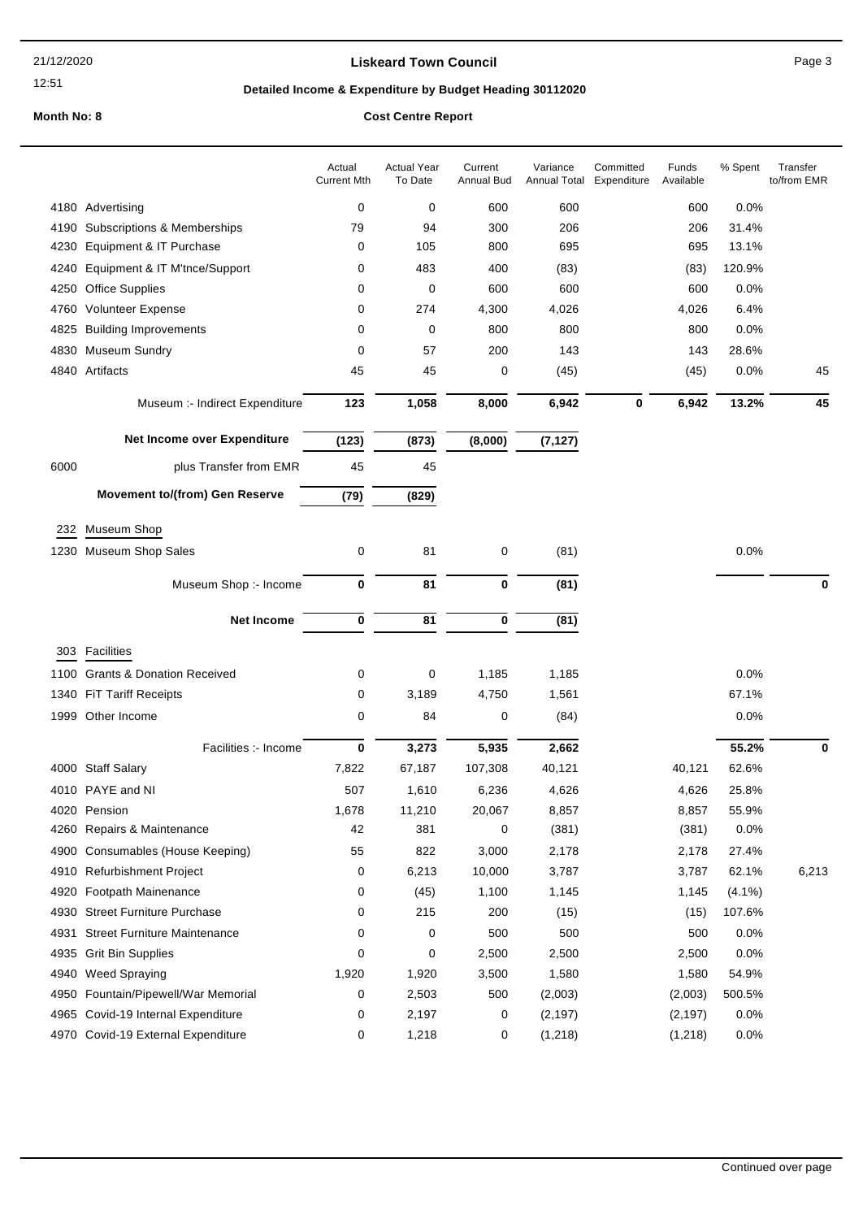**Liskeard Town Council**

**Detailed Income & Expenditure by Budget Heading 30112020**

**Month No: 8** **Cost Centre Report**

| | | Actual Current Mth | Actual Year To Date | Current Annual Bud | Variance Annual Total | Committed Expenditure | Funds Available | % Spent | Transfer to/from EMR |
|---|---|---|---|---|---|---|---|---|---|
| 4180 | Advertising | 0 | 0 | 600 | 600 | | 600 | 0.0% | |
| 4190 | Subscriptions & Memberships | 79 | 94 | 300 | 206 | | 206 | 31.4% | |
| 4230 | Equipment & IT Purchase | 0 | 105 | 800 | 695 | | 695 | 13.1% | |
| 4240 | Equipment & IT M'tnce/Support | 0 | 483 | 400 | (83) | | (83) | 120.9% | |
| 4250 | Office Supplies | 0 | 0 | 600 | 600 | | 600 | 0.0% | |
| 4760 | Volunteer Expense | 0 | 274 | 4,300 | 4,026 | | 4,026 | 6.4% | |
| 4825 | Building Improvements | 0 | 0 | 800 | 800 | | 800 | 0.0% | |
| 4830 | Museum Sundry | 0 | 57 | 200 | 143 | | 143 | 28.6% | |
| 4840 | Artifacts | 45 | 45 | 0 | (45) | | (45) | 0.0% | 45 |
| | Museum :- Indirect Expenditure | **123** | **1,058** | **8,000** | **6,942** | **0** | **6,942** | **13.2%** | **45** |
| | **Net Income over Expenditure** | **(123)** | **(873)** | **(8,000)** | **(7,127)** | | | | |
| 6000 | plus Transfer from EMR | 45 | 45 | | | | | | |
| | **Movement to/(from) Gen Reserve** | **(79)** | **(829)** | | | | | | |
| 232 | Museum Shop | | | | | | | | |
| 1230 | Museum Shop Sales | 0 | 81 | 0 | (81) | | | 0.0% | |
| | Museum Shop :- Income | **0** | **81** | **0** | **(81)** | | | | **0** |
| | **Net Income** | **0** | **81** | **0** | **(81)** | | | | |
| 303 | Facilities | | | | | | | | |
| 1100 | Grants & Donation Received | 0 | 0 | 1,185 | 1,185 | | | 0.0% | |
| 1340 | FiT Tariff Receipts | 0 | 3,189 | 4,750 | 1,561 | | | 67.1% | |
| 1999 | Other Income | 0 | 84 | 0 | (84) | | | 0.0% | |
| | Facilities :- Income | **0** | **3,273** | **5,935** | **2,662** | | | **55.2%** | **0** |
| 4000 | Staff Salary | 7,822 | 67,187 | 107,308 | 40,121 | | 40,121 | 62.6% | |
| 4010 | PAYE and NI | 507 | 1,610 | 6,236 | 4,626 | | 4,626 | 25.8% | |
| 4020 | Pension | 1,678 | 11,210 | 20,067 | 8,857 | | 8,857 | 55.9% | |
| 4260 | Repairs & Maintenance | 42 | 381 | 0 | (381) | | (381) | 0.0% | |
| 4900 | Consumables (House Keeping) | 55 | 822 | 3,000 | 2,178 | | 2,178 | 27.4% | |
| 4910 | Refurbishment Project | 0 | 6,213 | 10,000 | 3,787 | | 3,787 | 62.1% | 6,213 |
| 4920 | Footpath Mainenance | 0 | (45) | 1,100 | 1,145 | | 1,145 | (4.1%) | |
| 4930 | Street Furniture Purchase | 0 | 215 | 200 | (15) | | (15) | 107.6% | |
| 4931 | Street Furniture Maintenance | 0 | 0 | 500 | 500 | | 500 | 0.0% | |
| 4935 | Grit Bin Supplies | 0 | 0 | 2,500 | 2,500 | | 2,500 | 0.0% | |
| 4940 | Weed Spraying | 1,920 | 1,920 | 3,500 | 1,580 | | 1,580 | 54.9% | |
| 4950 | Fountain/Pipewell/War Memorial | 0 | 2,503 | 500 | (2,003) | | (2,003) | 500.5% | |
| 4965 | Covid-19 Internal Expenditure | 0 | 2,197 | 0 | (2,197) | | (2,197) | 0.0% | |
| 4970 | Covid-19 External Expenditure | 0 | 1,218 | 0 | (1,218) | | (1,218) | 0.0% | |

Continued over page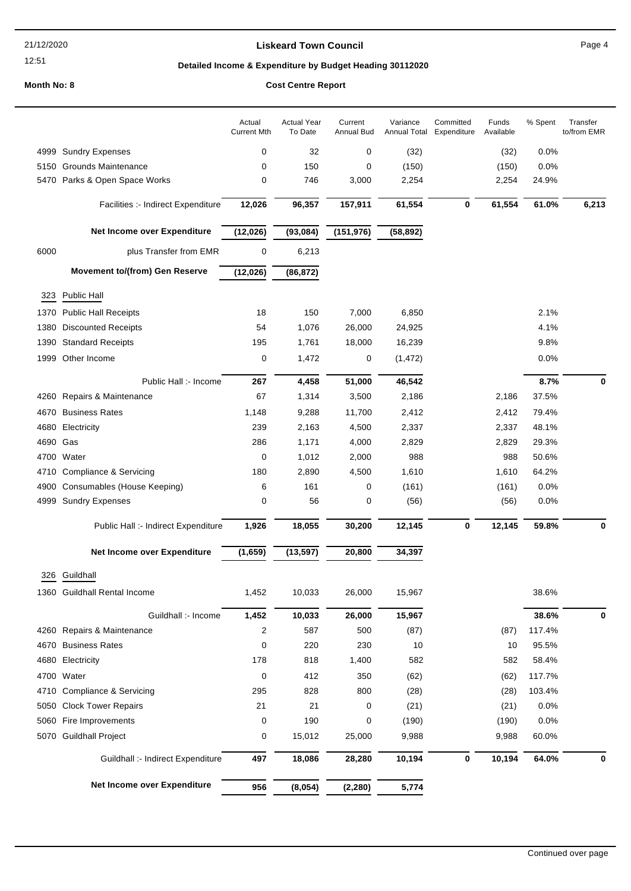**Liskeard Town Council**

**Detailed Income & Expenditure by Budget Heading 30112020**

**Month No: 8** **Cost Centre Report**

| | | Actual Current Mth | Actual Year To Date | Current Annual Bud | Variance Annual Total | Committed Expenditure | Funds Available | % Spent | Transfer to/from EMR |
|---|---|---|---|---|---|---|---|---|---|
| 4999 | Sundry Expenses | 0 | 32 | 0 | (32) | | (32) | 0.0% | |
| 5150 | Grounds Maintenance | 0 | 150 | 0 | (150) | | (150) | 0.0% | |
| 5470 | Parks & Open Space Works | 0 | 746 | 3,000 | 2,254 | | 2,254 | 24.9% | |
| | Facilities :- Indirect Expenditure | **12,026** | **96,357** | **157,911** | **61,554** | **0** | **61,554** | **61.0%** | **6,213** |
| | **Net Income over Expenditure** | **(12,026)** | **(93,084)** | **(151,976)** | **(58,892)** | | | | |
| 6000 | plus Transfer from EMR | 0 | 6,213 | | | | | | |
| | **Movement to/(from) Gen Reserve** | **(12,026)** | **(86,872)** | | | | | | |
| 323 | Public Hall | | | | | | | | |
| 1370 | Public Hall Receipts | 18 | 150 | 7,000 | 6,850 | | | 2.1% | |
| 1380 | Discounted Receipts | 54 | 1,076 | 26,000 | 24,925 | | | 4.1% | |
| 1390 | Standard Receipts | 195 | 1,761 | 18,000 | 16,239 | | | 9.8% | |
| 1999 | Other Income | 0 | 1,472 | 0 | (1,472) | | | 0.0% | |
| | Public Hall :- Income | **267** | **4,458** | **51,000** | **46,542** | | | **8.7%** | **0** |
| 4260 | Repairs & Maintenance | 67 | 1,314 | 3,500 | 2,186 | | 2,186 | 37.5% | |
| 4670 | Business Rates | 1,148 | 9,288 | 11,700 | 2,412 | | 2,412 | 79.4% | |
| 4680 | Electricity | 239 | 2,163 | 4,500 | 2,337 | | 2,337 | 48.1% | |
| 4690 | Gas | 286 | 1,171 | 4,000 | 2,829 | | 2,829 | 29.3% | |
| 4700 | Water | 0 | 1,012 | 2,000 | 988 | | 988 | 50.6% | |
| 4710 | Compliance & Servicing | 180 | 2,890 | 4,500 | 1,610 | | 1,610 | 64.2% | |
| 4900 | Consumables (House Keeping) | 6 | 161 | 0 | (161) | | (161) | 0.0% | |
| 4999 | Sundry Expenses | 0 | 56 | 0 | (56) | | (56) | 0.0% | |
| | Public Hall :- Indirect Expenditure | **1,926** | **18,055** | **30,200** | **12,145** | **0** | **12,145** | **59.8%** | **0** |
| | **Net Income over Expenditure** | **(1,659)** | **(13,597)** | **20,800** | **34,397** | | | | |
| 326 | Guildhall | | | | | | | | |
| 1360 | Guildhall Rental Income | 1,452 | 10,033 | 26,000 | 15,967 | | | 38.6% | |
| | Guildhall :- Income | **1,452** | **10,033** | **26,000** | **15,967** | | | **38.6%** | **0** |
| 4260 | Repairs & Maintenance | 2 | 587 | 500 | (87) | | (87) | 117.4% | |
| 4670 | Business Rates | 0 | 220 | 230 | 10 | | 10 | 95.5% | |
| 4680 | Electricity | 178 | 818 | 1,400 | 582 | | 582 | 58.4% | |
| 4700 | Water | 0 | 412 | 350 | (62) | | (62) | 117.7% | |
| 4710 | Compliance & Servicing | 295 | 828 | 800 | (28) | | (28) | 103.4% | |
| 5050 | Clock Tower Repairs | 21 | 21 | 0 | (21) | | (21) | 0.0% | |
| 5060 | Fire Improvements | 0 | 190 | 0 | (190) | | (190) | 0.0% | |
| 5070 | Guildhall Project | 0 | 15,012 | 25,000 | 9,988 | | 9,988 | 60.0% | |
| | Guildhall :- Indirect Expenditure | **497** | **18,086** | **28,280** | **10,194** | **0** | **10,194** | **64.0%** | **0** |
| | **Net Income over Expenditure** | **956** | **(8,054)** | **(2,280)** | **5,774** | | | | |

Continued over page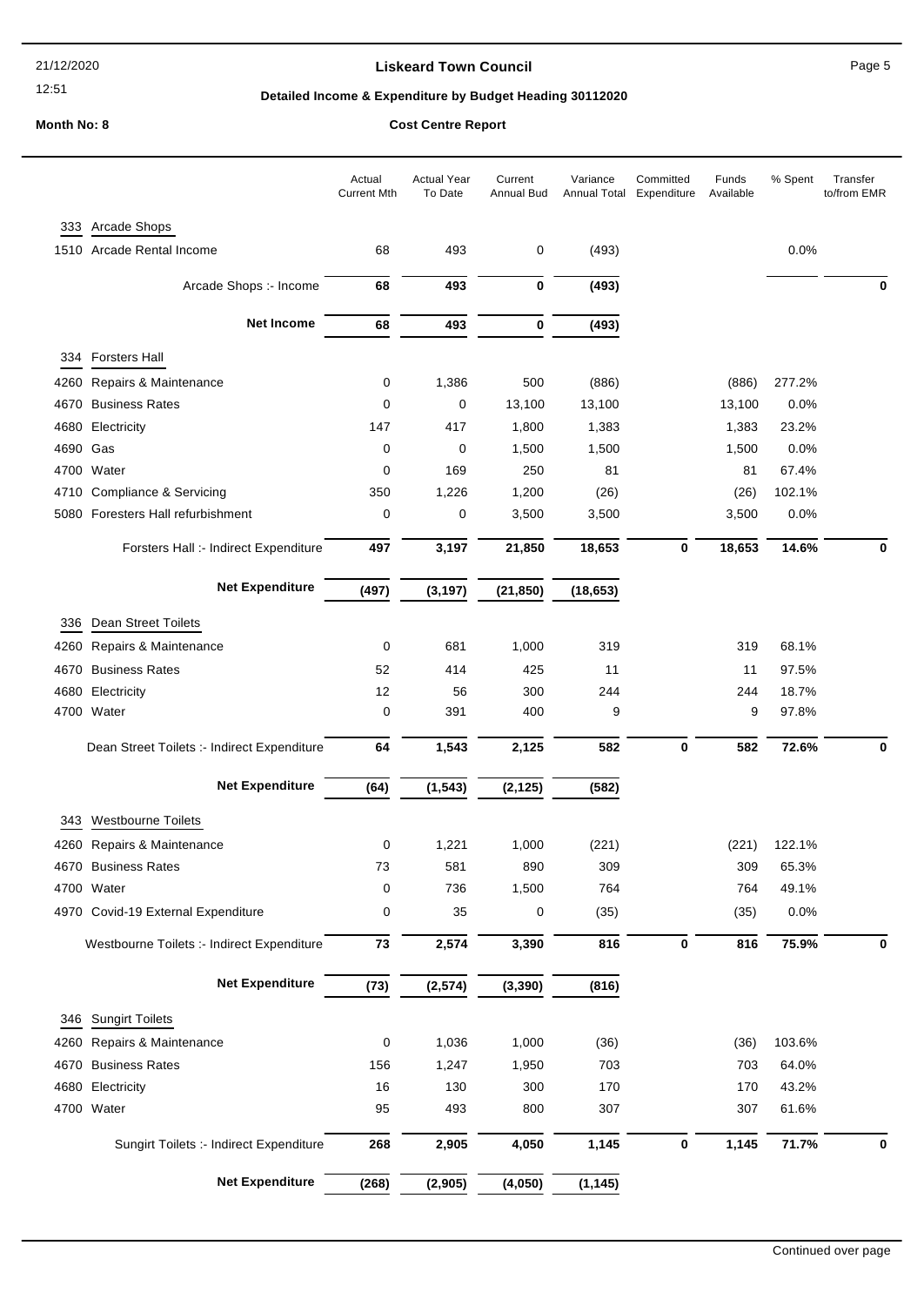**Liskeard Town Council**

**Detailed Income & Expenditure by Budget Heading 30112020**

**Month No: 8** — **Cost Centre Report**

| | Actual Current Mth | Actual Year To Date | Current Annual Bud | Variance Annual Total | Committed Expenditure | Funds Available | % Spent | Transfer to/from EMR |
|---|---|---|---|---|---|---|---|---|
| **333 Arcade Shops** | | | | | | | | |
| 1510 Arcade Rental Income | 68 | 493 | 0 | (493) | | | 0.0% | |
| Arcade Shops :- Income | **68** | **493** | **0** | **(493)** | | | | **0** |
| **Net Income** | **68** | **493** | **0** | **(493)** | | | | |
| **334 Forsters Hall** | | | | | | | | |
| 4260 Repairs & Maintenance | 0 | 1,386 | 500 | (886) | | (886) | 277.2% | |
| 4670 Business Rates | 0 | 0 | 13,100 | 13,100 | | 13,100 | 0.0% | |
| 4680 Electricity | 147 | 417 | 1,800 | 1,383 | | 1,383 | 23.2% | |
| 4690 Gas | 0 | 0 | 1,500 | 1,500 | | 1,500 | 0.0% | |
| 4700 Water | 0 | 169 | 250 | 81 | | 81 | 67.4% | |
| 4710 Compliance & Servicing | 350 | 1,226 | 1,200 | (26) | | (26) | 102.1% | |
| 5080 Foresters Hall refurbishment | 0 | 0 | 3,500 | 3,500 | | 3,500 | 0.0% | |
| Forsters Hall :- Indirect Expenditure | **497** | **3,197** | **21,850** | **18,653** | **0** | **18,653** | **14.6%** | **0** |
| **Net Expenditure** | **(497)** | **(3,197)** | **(21,850)** | **(18,653)** | | | | |
| **336 Dean Street Toilets** | | | | | | | | |
| 4260 Repairs & Maintenance | 0 | 681 | 1,000 | 319 | | 319 | 68.1% | |
| 4670 Business Rates | 52 | 414 | 425 | 11 | | 11 | 97.5% | |
| 4680 Electricity | 12 | 56 | 300 | 244 | | 244 | 18.7% | |
| 4700 Water | 0 | 391 | 400 | 9 | | 9 | 97.8% | |
| Dean Street Toilets :- Indirect Expenditure | **64** | **1,543** | **2,125** | **582** | **0** | **582** | **72.6%** | **0** |
| **Net Expenditure** | **(64)** | **(1,543)** | **(2,125)** | **(582)** | | | | |
| **343 Westbourne Toilets** | | | | | | | | |
| 4260 Repairs & Maintenance | 0 | 1,221 | 1,000 | (221) | | (221) | 122.1% | |
| 4670 Business Rates | 73 | 581 | 890 | 309 | | 309 | 65.3% | |
| 4700 Water | 0 | 736 | 1,500 | 764 | | 764 | 49.1% | |
| 4970 Covid-19 External Expenditure | 0 | 35 | 0 | (35) | | (35) | 0.0% | |
| Westbourne Toilets :- Indirect Expenditure | **73** | **2,574** | **3,390** | **816** | **0** | **816** | **75.9%** | **0** |
| **Net Expenditure** | **(73)** | **(2,574)** | **(3,390)** | **(816)** | | | | |
| **346 Sungirt Toilets** | | | | | | | | |
| 4260 Repairs & Maintenance | 0 | 1,036 | 1,000 | (36) | | (36) | 103.6% | |
| 4670 Business Rates | 156 | 1,247 | 1,950 | 703 | | 703 | 64.0% | |
| 4680 Electricity | 16 | 130 | 300 | 170 | | 170 | 43.2% | |
| 4700 Water | 95 | 493 | 800 | 307 | | 307 | 61.6% | |
| Sungirt Toilets :- Indirect Expenditure | **268** | **2,905** | **4,050** | **1,145** | **0** | **1,145** | **71.7%** | **0** |
| **Net Expenditure** | **(268)** | **(2,905)** | **(4,050)** | **(1,145)** | | | | |

Continued over page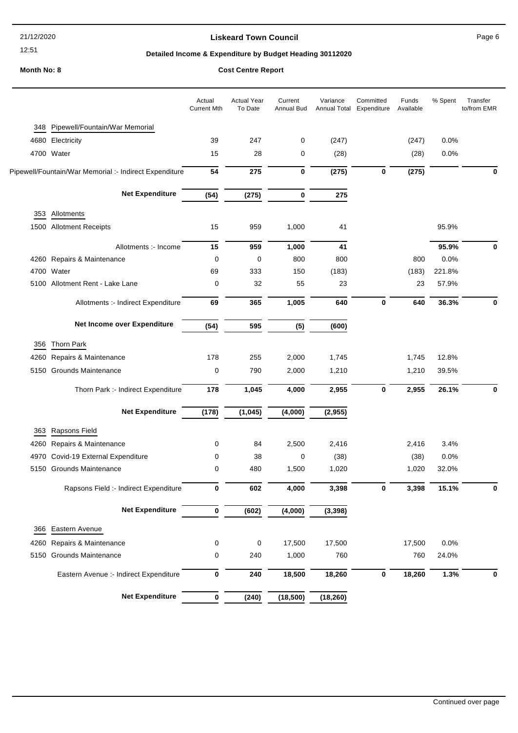**Liskeard Town Council**

**Detailed Income & Expenditure by Budget Heading 30112020**

**Month No: 8**

**Cost Centre Report**

| | | Actual Current Mth | Actual Year To Date | Current Annual Bud | Variance Annual Total | Committed Expenditure | Funds Available | % Spent | Transfer to/from EMR |
|---|---|---|---|---|---|---|---|---|---|
| 348 | Pipewell/Fountain/War Memorial | | | | | | | | |
| 4680 | Electricity | 39 | 247 | 0 | (247) | | (247) | 0.0% | |
| 4700 | Water | 15 | 28 | 0 | (28) | | (28) | 0.0% | |
| | **Pipewell/Fountain/War Memorial :- Indirect Expenditure** | **54** | **275** | **0** | **(275)** | **0** | **(275)** | | **0** |
| | **Net Expenditure** | **(54)** | **(275)** | **0** | **275** | | | | |
| 353 | Allotments | | | | | | | | |
| 1500 | Allotment Receipts | 15 | 959 | 1,000 | 41 | | | 95.9% | |
| | Allotments :- Income | **15** | **959** | **1,000** | **41** | | | **95.9%** | **0** |
| 4260 | Repairs & Maintenance | 0 | 0 | 800 | 800 | | 800 | 0.0% | |
| 4700 | Water | 69 | 333 | 150 | (183) | | (183) | 221.8% | |
| 5100 | Allotment Rent - Lake Lane | 0 | 32 | 55 | 23 | | 23 | 57.9% | |
| | Allotments :- Indirect Expenditure | **69** | **365** | **1,005** | **640** | **0** | **640** | **36.3%** | **0** |
| | **Net Income over Expenditure** | **(54)** | **595** | **(5)** | **(600)** | | | | |
| 356 | Thorn Park | | | | | | | | |
| 4260 | Repairs & Maintenance | 178 | 255 | 2,000 | 1,745 | | 1,745 | 12.8% | |
| 5150 | Grounds Maintenance | 0 | 790 | 2,000 | 1,210 | | 1,210 | 39.5% | |
| | Thorn Park :- Indirect Expenditure | **178** | **1,045** | **4,000** | **2,955** | **0** | **2,955** | **26.1%** | **0** |
| | **Net Expenditure** | **(178)** | **(1,045)** | **(4,000)** | **(2,955)** | | | | |
| 363 | Rapsons Field | | | | | | | | |
| 4260 | Repairs & Maintenance | 0 | 84 | 2,500 | 2,416 | | 2,416 | 3.4% | |
| 4970 | Covid-19 External Expenditure | 0 | 38 | 0 | (38) | | (38) | 0.0% | |
| 5150 | Grounds Maintenance | 0 | 480 | 1,500 | 1,020 | | 1,020 | 32.0% | |
| | Rapsons Field :- Indirect Expenditure | **0** | **602** | **4,000** | **3,398** | **0** | **3,398** | **15.1%** | **0** |
| | **Net Expenditure** | **0** | **(602)** | **(4,000)** | **(3,398)** | | | | |
| 366 | Eastern Avenue | | | | | | | | |
| 4260 | Repairs & Maintenance | 0 | 0 | 17,500 | 17,500 | | 17,500 | 0.0% | |
| 5150 | Grounds Maintenance | 0 | 240 | 1,000 | 760 | | 760 | 24.0% | |
| | Eastern Avenue :- Indirect Expenditure | **0** | **240** | **18,500** | **18,260** | **0** | **18,260** | **1.3%** | **0** |
| | **Net Expenditure** | **0** | **(240)** | **(18,500)** | **(18,260)** | | | | |

Continued over page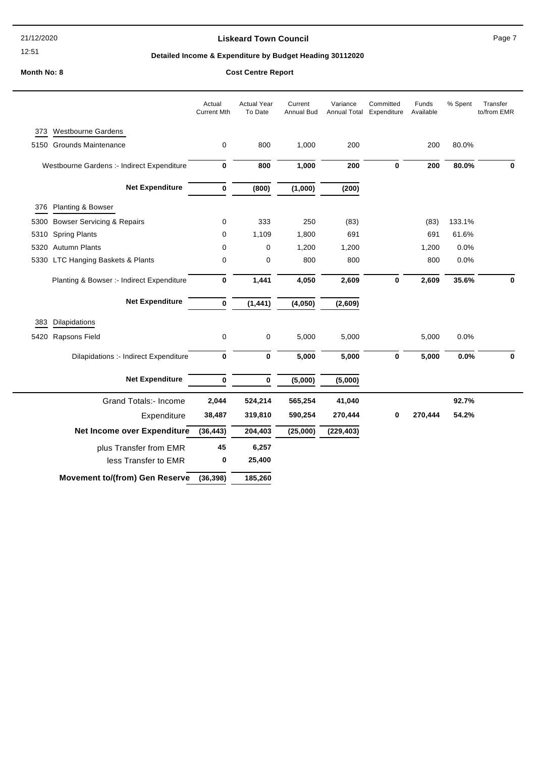## Liskeard Town Council

**Detailed Income & Expenditure by Budget Heading 30112020**

**Month No: 8** **Cost Centre Report**

| | Actual Current Mth | Actual Year To Date | Current Annual Bud | Variance Annual Total | Committed Expenditure | Funds Available | % Spent | Transfer to/from EMR |
|---|---|---|---|---|---|---|---|---|
| **373 Westbourne Gardens** | | | | | | | | |
| 5150 Grounds Maintenance | 0 | 800 | 1,000 | 200 | | 200 | 80.0% | |
| Westbourne Gardens :- Indirect Expenditure | **0** | **800** | **1,000** | **200** | **0** | **200** | **80.0%** | **0** |
| **Net Expenditure** | **0** | **(800)** | **(1,000)** | **(200)** | | | | |
| **376 Planting & Bowser** | | | | | | | | |
| 5300 Bowser Servicing & Repairs | 0 | 333 | 250 | (83) | | (83) | 133.1% | |
| 5310 Spring Plants | 0 | 1,109 | 1,800 | 691 | | 691 | 61.6% | |
| 5320 Autumn Plants | 0 | 0 | 1,200 | 1,200 | | 1,200 | 0.0% | |
| 5330 LTC Hanging Baskets & Plants | 0 | 0 | 800 | 800 | | 800 | 0.0% | |
| Planting & Bowser :- Indirect Expenditure | **0** | **1,441** | **4,050** | **2,609** | **0** | **2,609** | **35.6%** | **0** |
| **Net Expenditure** | **0** | **(1,441)** | **(4,050)** | **(2,609)** | | | | |
| **383 Dilapidations** | | | | | | | | |
| 5420 Rapsons Field | 0 | 0 | 5,000 | 5,000 | | 5,000 | 0.0% | |
| Dilapidations :- Indirect Expenditure | **0** | **0** | **5,000** | **5,000** | **0** | **5,000** | **0.0%** | **0** |
| **Net Expenditure** | **0** | **0** | **(5,000)** | **(5,000)** | | | | |
| Grand Totals:- Income | **2,044** | **524,214** | **565,254** | **41,040** | | | **92.7%** | |
| Expenditure | **38,487** | **319,810** | **590,254** | **270,444** | **0** | **270,444** | **54.2%** | |
| **Net Income over Expenditure** | **(36,443)** | **204,403** | **(25,000)** | **(229,403)** | | | | |
| plus Transfer from EMR | **45** | **6,257** | | | | | | |
| less Transfer to EMR | **0** | **25,400** | | | | | | |
| **Movement to/(from) Gen Reserve** | **(36,398)** | **185,260** | | | | | | |